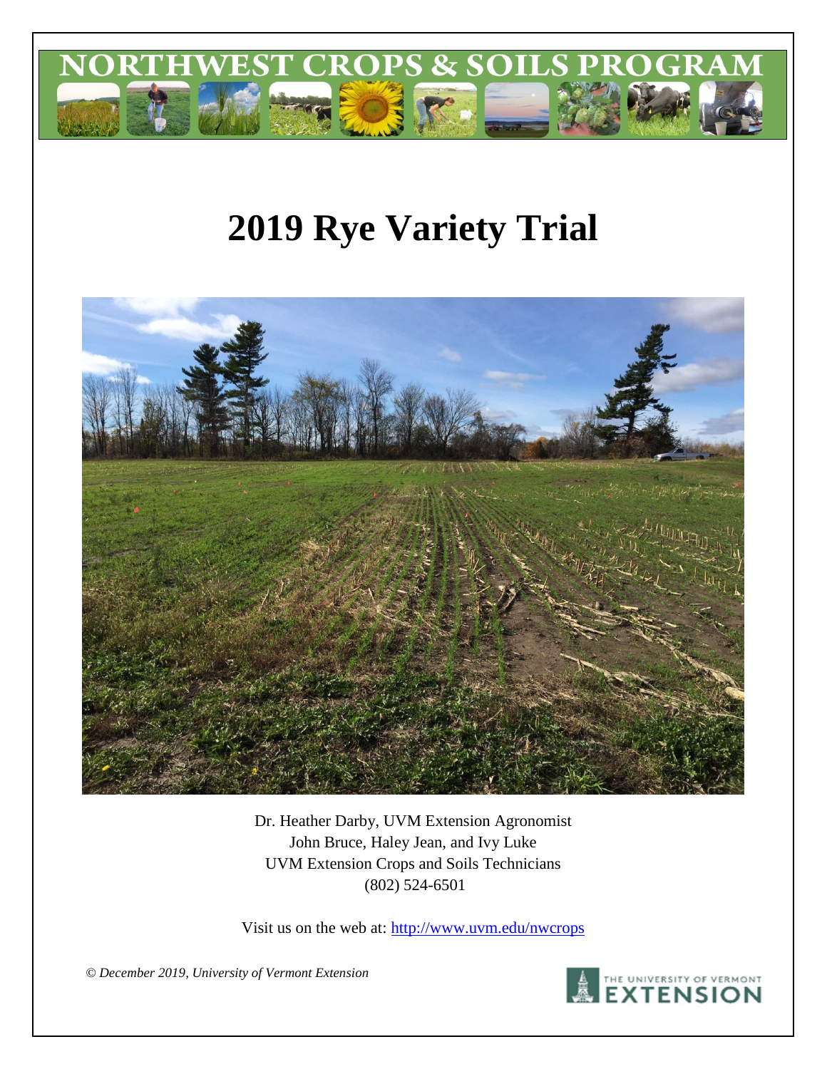NORTHWEST CROPS & SOILS PROGRAM

# 2019 Rye Variety Trial

Dr. Heather Darby, UVM Extension Agronomist
John Bruce, Haley Jean, and Ivy Luke
UVM Extension Crops and Soils Technicians
(802) 524-6501

Visit us on the web at: http://www.uvm.edu/nwcrops

*© December 2019, University of Vermont Extension*

THE UNIVERSITY OF VERMONT EXTENSION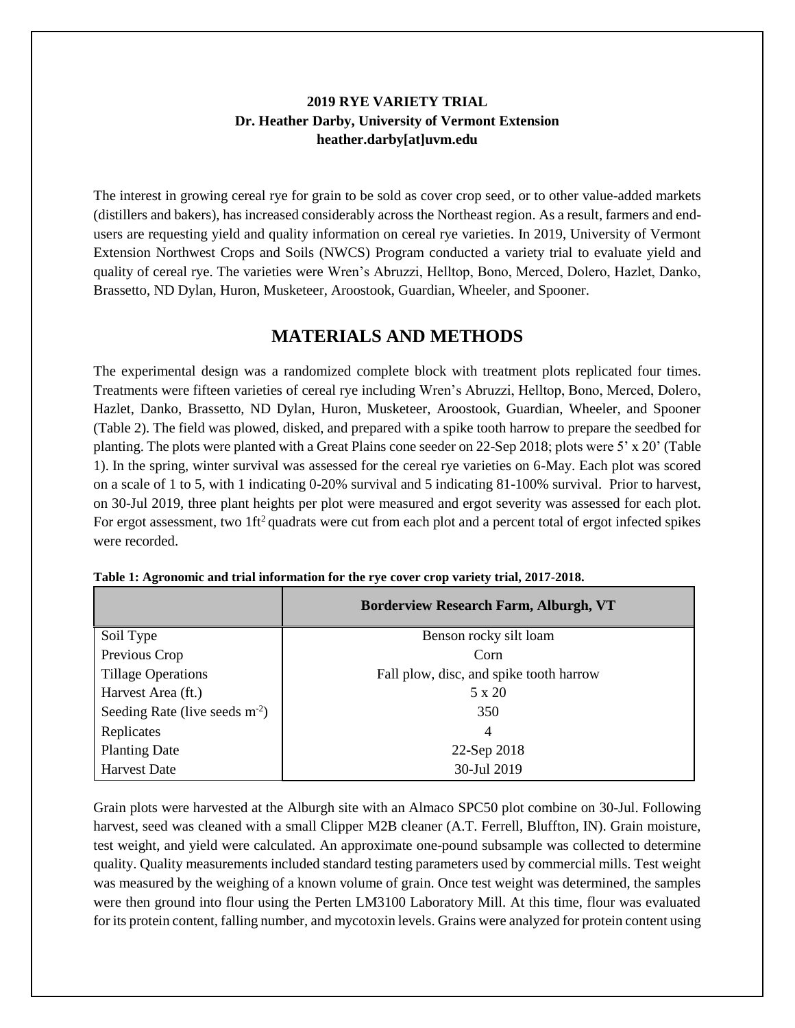**2019 RYE VARIETY TRIAL**
**Dr. Heather Darby, University of Vermont Extension**
**heather.darby[at]uvm.edu**

The interest in growing cereal rye for grain to be sold as cover crop seed, or to other value-added markets (distillers and bakers), has increased considerably across the Northeast region. As a result, farmers and end-users are requesting yield and quality information on cereal rye varieties. In 2019, University of Vermont Extension Northwest Crops and Soils (NWCS) Program conducted a variety trial to evaluate yield and quality of cereal rye. The varieties were Wren's Abruzzi, Helltop, Bono, Merced, Dolero, Hazlet, Danko, Brassetto, ND Dylan, Huron, Musketeer, Aroostook, Guardian, Wheeler, and Spooner.

## MATERIALS AND METHODS

The experimental design was a randomized complete block with treatment plots replicated four times. Treatments were fifteen varieties of cereal rye including Wren's Abruzzi, Helltop, Bono, Merced, Dolero, Hazlet, Danko, Brassetto, ND Dylan, Huron, Musketeer, Aroostook, Guardian, Wheeler, and Spooner (Table 2). The field was plowed, disked, and prepared with a spike tooth harrow to prepare the seedbed for planting. The plots were planted with a Great Plains cone seeder on 22-Sep 2018; plots were 5' x 20' (Table 1). In the spring, winter survival was assessed for the cereal rye varieties on 6-May. Each plot was scored on a scale of 1 to 5, with 1 indicating 0-20% survival and 5 indicating 81-100% survival. Prior to harvest, on 30-Jul 2019, three plant heights per plot were measured and ergot severity was assessed for each plot. For ergot assessment, two 1ft$^2$ quadrats were cut from each plot and a percent total of ergot infected spikes were recorded.

**Table 1: Agronomic and trial information for the rye cover crop variety trial, 2017-2018.**

| | Borderview Research Farm, Alburgh, VT |
|---|---|
| Soil Type | Benson rocky silt loam |
| Previous Crop | Corn |
| Tillage Operations | Fall plow, disc, and spike tooth harrow |
| Harvest Area (ft.) | 5 x 20 |
| Seeding Rate (live seeds m$^{-2}$) | 350 |
| Replicates | 4 |
| Planting Date | 22-Sep 2018 |
| Harvest Date | 30-Jul 2019 |

Grain plots were harvested at the Alburgh site with an Almaco SPC50 plot combine on 30-Jul. Following harvest, seed was cleaned with a small Clipper M2B cleaner (A.T. Ferrell, Bluffton, IN). Grain moisture, test weight, and yield were calculated. An approximate one-pound subsample was collected to determine quality. Quality measurements included standard testing parameters used by commercial mills. Test weight was measured by the weighing of a known volume of grain. Once test weight was determined, the samples were then ground into flour using the Perten LM3100 Laboratory Mill. At this time, flour was evaluated for its protein content, falling number, and mycotoxin levels. Grains were analyzed for protein content using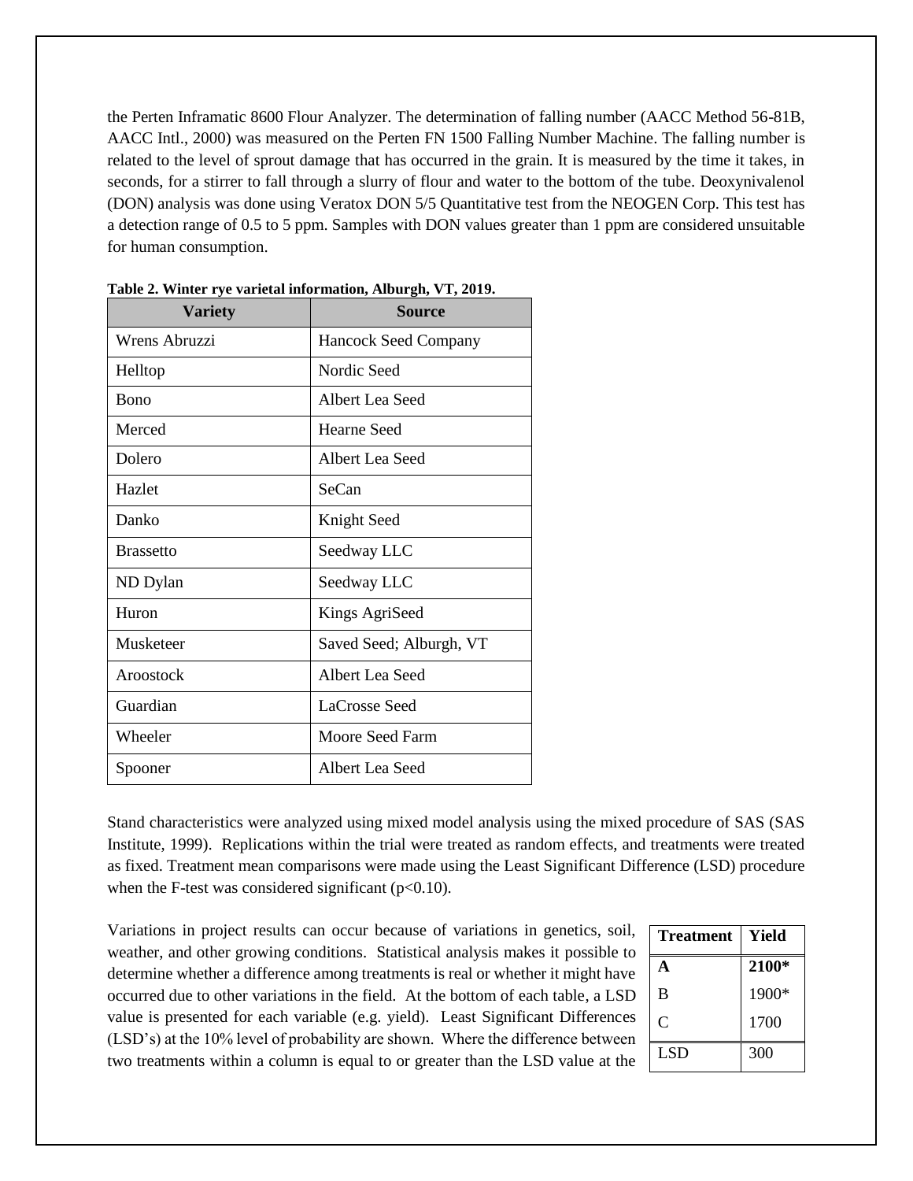the Perten Inframatic 8600 Flour Analyzer. The determination of falling number (AACC Method 56-81B, AACC Intl., 2000) was measured on the Perten FN 1500 Falling Number Machine. The falling number is related to the level of sprout damage that has occurred in the grain. It is measured by the time it takes, in seconds, for a stirrer to fall through a slurry of flour and water to the bottom of the tube. Deoxynivalenol (DON) analysis was done using Veratox DON 5/5 Quantitative test from the NEOGEN Corp. This test has a detection range of 0.5 to 5 ppm. Samples with DON values greater than 1 ppm are considered unsuitable for human consumption.

**Table 2. Winter rye varietal information, Alburgh, VT, 2019.**

| Variety | Source |
|---|---|
| Wrens Abruzzi | Hancock Seed Company |
| Helltop | Nordic Seed |
| Bono | Albert Lea Seed |
| Merced | Hearne Seed |
| Dolero | Albert Lea Seed |
| Hazlet | SeCan |
| Danko | Knight Seed |
| Brassetto | Seedway LLC |
| ND Dylan | Seedway LLC |
| Huron | Kings AgriSeed |
| Musketeer | Saved Seed; Alburgh, VT |
| Aroostock | Albert Lea Seed |
| Guardian | LaCrosse Seed |
| Wheeler | Moore Seed Farm |
| Spooner | Albert Lea Seed |

Stand characteristics were analyzed using mixed model analysis using the mixed procedure of SAS (SAS Institute, 1999). Replications within the trial were treated as random effects, and treatments were treated as fixed. Treatment mean comparisons were made using the Least Significant Difference (LSD) procedure when the F-test was considered significant ($p<0.10$).

Variations in project results can occur because of variations in genetics, soil, weather, and other growing conditions. Statistical analysis makes it possible to determine whether a difference among treatments is real or whether it might have occurred due to other variations in the field. At the bottom of each table, a LSD value is presented for each variable (e.g. yield). Least Significant Differences (LSD's) at the 10% level of probability are shown. Where the difference between two treatments within a column is equal to or greater than the LSD value at the

| Treatment | Yield |
|---|---|
| **A** | **2100*** |
| B | 1900* |
| C | 1700 |
| LSD | 300 |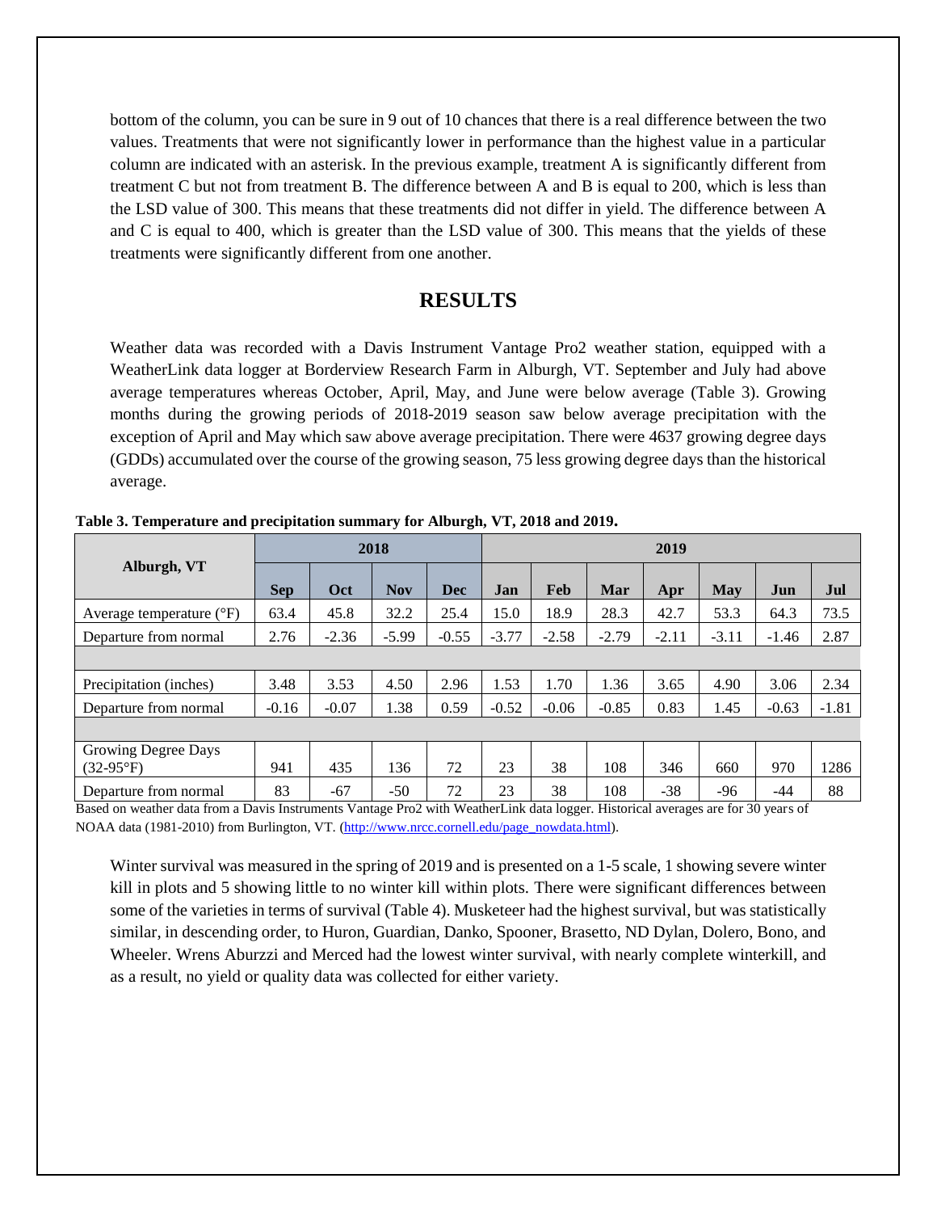bottom of the column, you can be sure in 9 out of 10 chances that there is a real difference between the two values. Treatments that were not significantly lower in performance than the highest value in a particular column are indicated with an asterisk. In the previous example, treatment A is significantly different from treatment C but not from treatment B. The difference between A and B is equal to 200, which is less than the LSD value of 300. This means that these treatments did not differ in yield. The difference between A and C is equal to 400, which is greater than the LSD value of 300. This means that the yields of these treatments were significantly different from one another.

## RESULTS

Weather data was recorded with a Davis Instrument Vantage Pro2 weather station, equipped with a WeatherLink data logger at Borderview Research Farm in Alburgh, VT. September and July had above average temperatures whereas October, April, May, and June were below average (Table 3). Growing months during the growing periods of 2018-2019 season saw below average precipitation with the exception of April and May which saw above average precipitation. There were 4637 growing degree days (GDDs) accumulated over the course of the growing season, 75 less growing degree days than the historical average.

**Table 3. Temperature and precipitation summary for Alburgh, VT, 2018 and 2019.**

| Alburgh, VT | 2018 | | | | 2019 | | | | | | |
|---|---|---|---|---|---|---|---|---|---|---|---|
| | **Sep** | **Oct** | **Nov** | **Dec** | **Jan** | **Feb** | **Mar** | **Apr** | **May** | **Jun** | **Jul** |
| Average temperature (°F) | 63.4 | 45.8 | 32.2 | 25.4 | 15.0 | 18.9 | 28.3 | 42.7 | 53.3 | 64.3 | 73.5 |
| Departure from normal | 2.76 | -2.36 | -5.99 | -0.55 | -3.77 | -2.58 | -2.79 | -2.11 | -3.11 | -1.46 | 2.87 |
| | | | | | | | | | | | |
| Precipitation (inches) | 3.48 | 3.53 | 4.50 | 2.96 | 1.53 | 1.70 | 1.36 | 3.65 | 4.90 | 3.06 | 2.34 |
| Departure from normal | -0.16 | -0.07 | 1.38 | 0.59 | -0.52 | -0.06 | -0.85 | 0.83 | 1.45 | -0.63 | -1.81 |
| | | | | | | | | | | | |
| Growing Degree Days (32-95°F) | 941 | 435 | 136 | 72 | 23 | 38 | 108 | 346 | 660 | 970 | 1286 |
| Departure from normal | 83 | -67 | -50 | 72 | 23 | 38 | 108 | -38 | -96 | -44 | 88 |

Based on weather data from a Davis Instruments Vantage Pro2 with WeatherLink data logger. Historical averages are for 30 years of NOAA data (1981-2010) from Burlington, VT. (http://www.nrcc.cornell.edu/page_nowdata.html).

Winter survival was measured in the spring of 2019 and is presented on a 1-5 scale, 1 showing severe winter kill in plots and 5 showing little to no winter kill within plots. There were significant differences between some of the varieties in terms of survival (Table 4). Musketeer had the highest survival, but was statistically similar, in descending order, to Huron, Guardian, Danko, Spooner, Brasetto, ND Dylan, Dolero, Bono, and Wheeler. Wrens Aburzzi and Merced had the lowest winter survival, with nearly complete winterkill, and as a result, no yield or quality data was collected for either variety.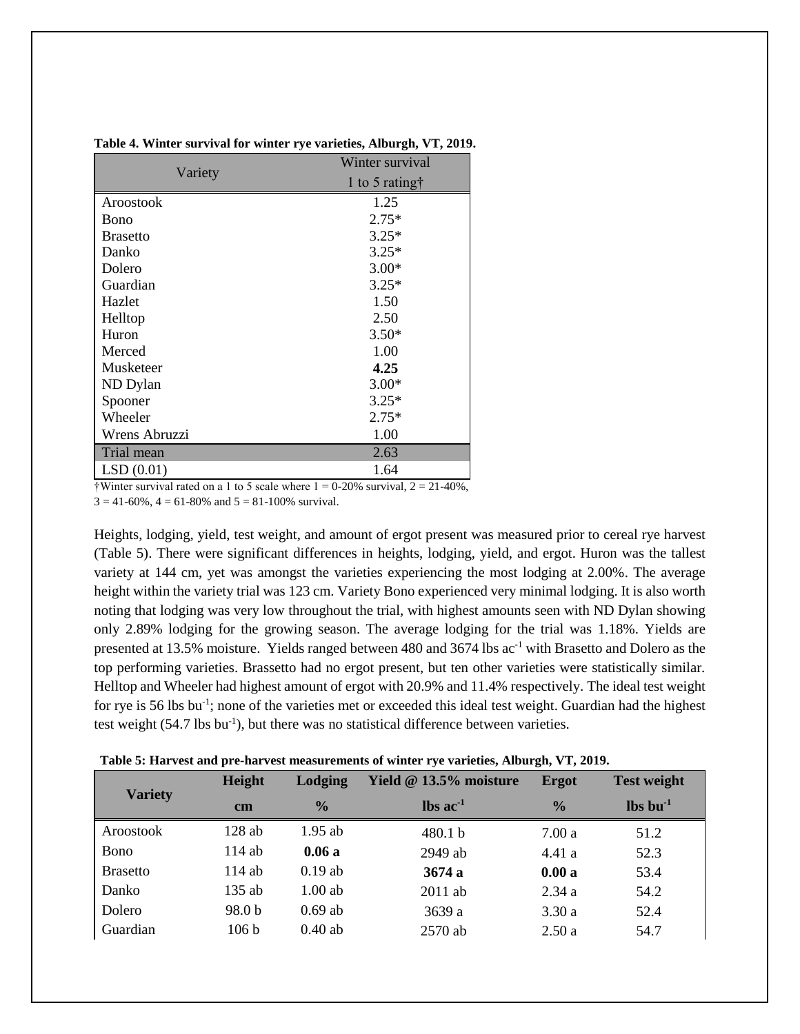**Table 4. Winter survival for winter rye varieties, Alburgh, VT, 2019.**

| Variety | Winter survival |
|---|---|
| | 1 to 5 rating† |
| Aroostook | 1.25 |
| Bono | 2.75* |
| Brasetto | 3.25* |
| Danko | 3.25* |
| Dolero | 3.00* |
| Guardian | 3.25* |
| Hazlet | 1.50 |
| Helltop | 2.50 |
| Huron | 3.50* |
| Merced | 1.00 |
| Musketeer | **4.25** |
| ND Dylan | 3.00* |
| Spooner | 3.25* |
| Wheeler | 2.75* |
| Wrens Abruzzi | 1.00 |
| Trial mean | 2.63 |
| LSD (0.01) | 1.64 |

†Winter survival rated on a 1 to 5 scale where 1 = 0-20% survival, 2 = 21-40%, 3 = 41-60%, 4 = 61-80% and 5 = 81-100% survival.

Heights, lodging, yield, test weight, and amount of ergot present was measured prior to cereal rye harvest (Table 5). There were significant differences in heights, lodging, yield, and ergot. Huron was the tallest variety at 144 cm, yet was amongst the varieties experiencing the most lodging at 2.00%. The average height within the variety trial was 123 cm. Variety Bono experienced very minimal lodging. It is also worth noting that lodging was very low throughout the trial, with highest amounts seen with ND Dylan showing only 2.89% lodging for the growing season. The average lodging for the trial was 1.18%. Yields are presented at 13.5% moisture. Yields ranged between 480 and 3674 lbs ac$^{-1}$ with Brasetto and Dolero as the top performing varieties. Brassetto had no ergot present, but ten other varieties were statistically similar. Helltop and Wheeler had highest amount of ergot with 20.9% and 11.4% respectively. The ideal test weight for rye is 56 lbs bu$^{-1}$; none of the varieties met or exceeded this ideal test weight. Guardian had the highest test weight (54.7 lbs bu$^{-1}$), but there was no statistical difference between varieties.

**Table 5: Harvest and pre-harvest measurements of winter rye varieties, Alburgh, VT, 2019.**

| Variety | Height | Lodging | Yield @ 13.5% moisture | Ergot | Test weight |
|---|---|---|---|---|---|
| | cm | % | lbs ac$^{-1}$ | % | lbs bu$^{-1}$ |
| Aroostook | 128 ab | 1.95 ab | 480.1 b | 7.00 a | 51.2 |
| Bono | 114 ab | **0.06 a** | 2949 ab | 4.41 a | 52.3 |
| Brasetto | 114 ab | 0.19 ab | **3674 a** | **0.00 a** | 53.4 |
| Danko | 135 ab | 1.00 ab | 2011 ab | 2.34 a | 54.2 |
| Dolero | 98.0 b | 0.69 ab | 3639 a | 3.30 a | 52.4 |
| Guardian | 106 b | 0.40 ab | 2570 ab | 2.50 a | 54.7 |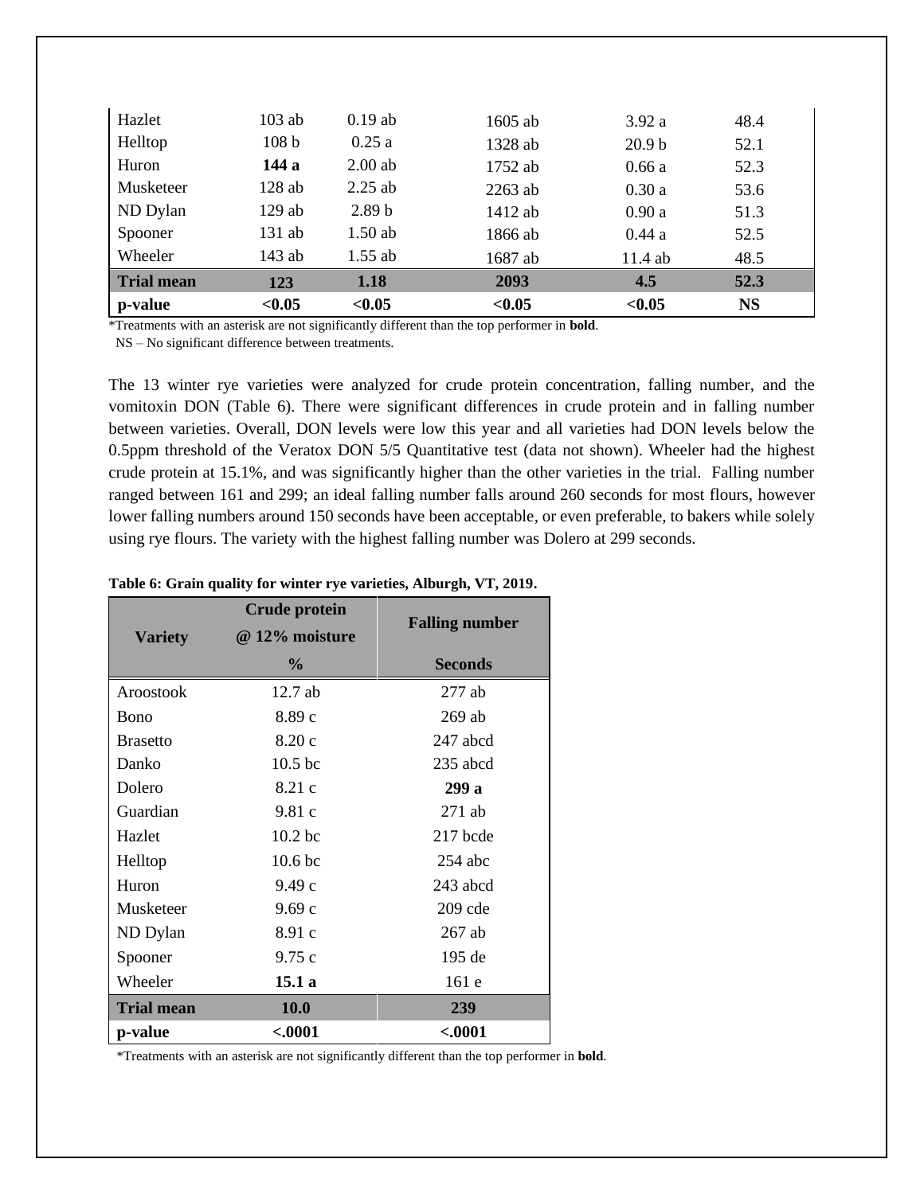| Hazlet | 103 ab | 0.19 ab | 1605 ab | 3.92 a | 48.4 |
|---|---|---|---|---|---|
| Helltop | 108 b | 0.25 a | 1328 ab | 20.9 b | 52.1 |
| Huron | **144 a** | 2.00 ab | 1752 ab | 0.66 a | 52.3 |
| Musketeer | 128 ab | 2.25 ab | 2263 ab | 0.30 a | 53.6 |
| ND Dylan | 129 ab | 2.89 b | 1412 ab | 0.90 a | 51.3 |
| Spooner | 131 ab | 1.50 ab | 1866 ab | 0.44 a | 52.5 |
| Wheeler | 143 ab | 1.55 ab | 1687 ab | 11.4 ab | 48.5 |
| **Trial mean** | **123** | **1.18** | **2093** | **4.5** | **52.3** |
| **p-value** | **<0.05** | **<0.05** | **<0.05** | **<0.05** | **NS** |

*Treatments with an asterisk are not significantly different than the top performer in **bold**.
NS – No significant difference between treatments.

The 13 winter rye varieties were analyzed for crude protein concentration, falling number, and the vomitoxin DON (Table 6). There were significant differences in crude protein and in falling number between varieties. Overall, DON levels were low this year and all varieties had DON levels below the 0.5ppm threshold of the Veratox DON 5/5 Quantitative test (data not shown). Wheeler had the highest crude protein at 15.1%, and was significantly higher than the other varieties in the trial. Falling number ranged between 161 and 299; an ideal falling number falls around 260 seconds for most flours, however lower falling numbers around 150 seconds have been acceptable, or even preferable, to bakers while solely using rye flours. The variety with the highest falling number was Dolero at 299 seconds.

**Table 6: Grain quality for winter rye varieties, Alburgh, VT, 2019.**

| Variety | Crude protein @ 12% moisture | Falling number |
|---|---|---|
| | % | Seconds |
| Aroostook | 12.7 ab | 277 ab |
| Bono | 8.89 c | 269 ab |
| Brasetto | 8.20 c | 247 abcd |
| Danko | 10.5 bc | 235 abcd |
| Dolero | 8.21 c | **299 a** |
| Guardian | 9.81 c | 271 ab |
| Hazlet | 10.2 bc | 217 bcde |
| Helltop | 10.6 bc | 254 abc |
| Huron | 9.49 c | 243 abcd |
| Musketeer | 9.69 c | 209 cde |
| ND Dylan | 8.91 c | 267 ab |
| Spooner | 9.75 c | 195 de |
| Wheeler | **15.1 a** | 161 e |
| **Trial mean** | **10.0** | **239** |
| **p-value** | **<.0001** | **<.0001** |

*Treatments with an asterisk are not significantly different than the top performer in **bold**.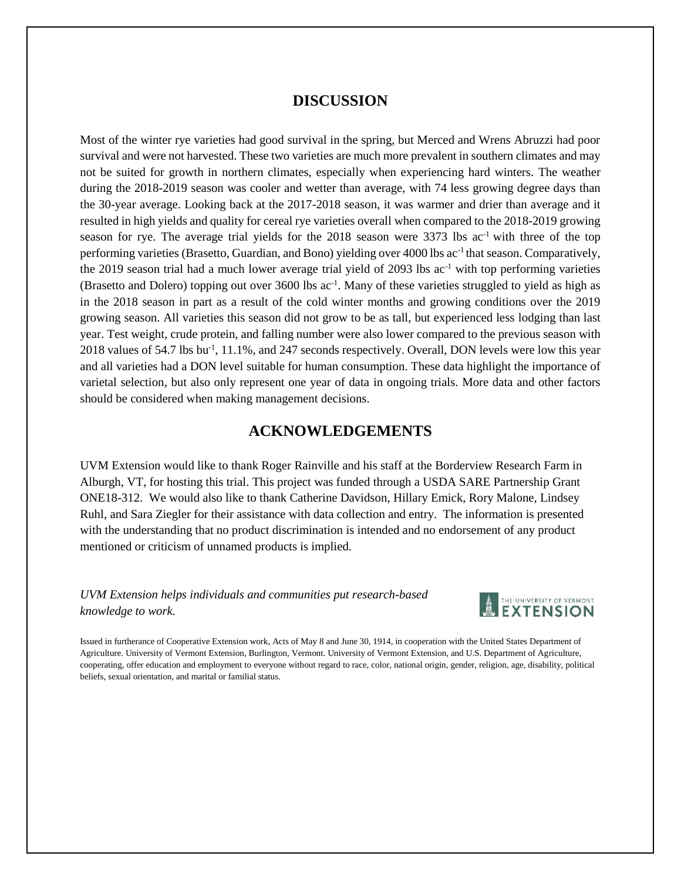## DISCUSSION

Most of the winter rye varieties had good survival in the spring, but Merced and Wrens Abruzzi had poor survival and were not harvested. These two varieties are much more prevalent in southern climates and may not be suited for growth in northern climates, especially when experiencing hard winters. The weather during the 2018-2019 season was cooler and wetter than average, with 74 less growing degree days than the 30-year average. Looking back at the 2017-2018 season, it was warmer and drier than average and it resulted in high yields and quality for cereal rye varieties overall when compared to the 2018-2019 growing season for rye. The average trial yields for the 2018 season were 3373 lbs $ac^{-1}$ with three of the top performing varieties (Brasetto, Guardian, and Bono) yielding over 4000 lbs $ac^{-1}$ that season. Comparatively, the 2019 season trial had a much lower average trial yield of 2093 lbs $ac^{-1}$ with top performing varieties (Brasetto and Dolero) topping out over 3600 lbs $ac^{-1}$. Many of these varieties struggled to yield as high as in the 2018 season in part as a result of the cold winter months and growing conditions over the 2019 growing season. All varieties this season did not grow to be as tall, but experienced less lodging than last year. Test weight, crude protein, and falling number were also lower compared to the previous season with 2018 values of 54.7 lbs $bu^{-1}$, 11.1%, and 247 seconds respectively. Overall, DON levels were low this year and all varieties had a DON level suitable for human consumption. These data highlight the importance of varietal selection, but also only represent one year of data in ongoing trials. More data and other factors should be considered when making management decisions.

## ACKNOWLEDGEMENTS

UVM Extension would like to thank Roger Rainville and his staff at the Borderview Research Farm in Alburgh, VT, for hosting this trial. This project was funded through a USDA SARE Partnership Grant ONE18-312. We would also like to thank Catherine Davidson, Hillary Emick, Rory Malone, Lindsey Ruhl, and Sara Ziegler for their assistance with data collection and entry. The information is presented with the understanding that no product discrimination is intended and no endorsement of any product mentioned or criticism of unnamed products is implied.

*UVM Extension helps individuals and communities put research-based knowledge to work.*

THE UNIVERSITY OF VERMONT EXTENSION

Issued in furtherance of Cooperative Extension work, Acts of May 8 and June 30, 1914, in cooperation with the United States Department of Agriculture. University of Vermont Extension, Burlington, Vermont. University of Vermont Extension, and U.S. Department of Agriculture, cooperating, offer education and employment to everyone without regard to race, color, national origin, gender, religion, age, disability, political beliefs, sexual orientation, and marital or familial status.